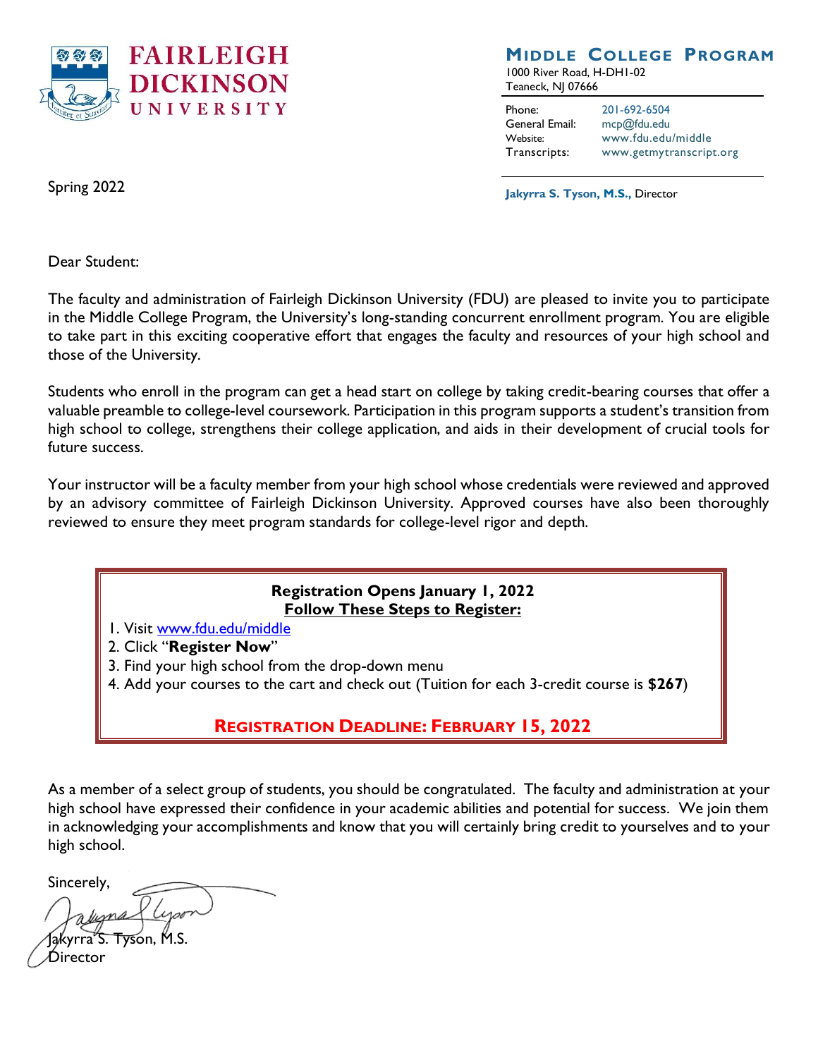FAIRLEIGH DICKINSON UNIVERSITY

**MIDDLE COLLEGE PROGRAM**

1000 River Road, H-DH1-02
Teaneck, NJ 07666

| | |
|---|---|
| Phone: | 201-692-6504 |
| General Email: | mcp@fdu.edu |
| Website: | www.fdu.edu/middle |
| Transcripts: | www.getmytranscript.org |

**Jakyrra S. Tyson, M.S.,** Director

Spring 2022

Dear Student:

The faculty and administration of Fairleigh Dickinson University (FDU) are pleased to invite you to participate in the Middle College Program, the University's long-standing concurrent enrollment program. You are eligible to take part in this exciting cooperative effort that engages the faculty and resources of your high school and those of the University.

Students who enroll in the program can get a head start on college by taking credit-bearing courses that offer a valuable preamble to college-level coursework. Participation in this program supports a student's transition from high school to college, strengthens their college application, and aids in their development of crucial tools for future success.

Your instructor will be a faculty member from your high school whose credentials were reviewed and approved by an advisory committee of Fairleigh Dickinson University. Approved courses have also been thoroughly reviewed to ensure they meet program standards for college-level rigor and depth.

**Registration Opens January 1, 2022**
**Follow These Steps to Register:**

1. Visit www.fdu.edu/middle
2. Click "**Register Now**"
3. Find your high school from the drop-down menu
4. Add your courses to the cart and check out (Tuition for each 3-credit course is **$267**)

**REGISTRATION DEADLINE: FEBRUARY 15, 2022**

As a member of a select group of students, you should be congratulated. The faculty and administration at your high school have expressed their confidence in your academic abilities and potential for success. We join them in acknowledging your accomplishments and know that you will certainly bring credit to yourselves and to your high school.

Sincerely,

Jakyrra S. Tyson, M.S.
Director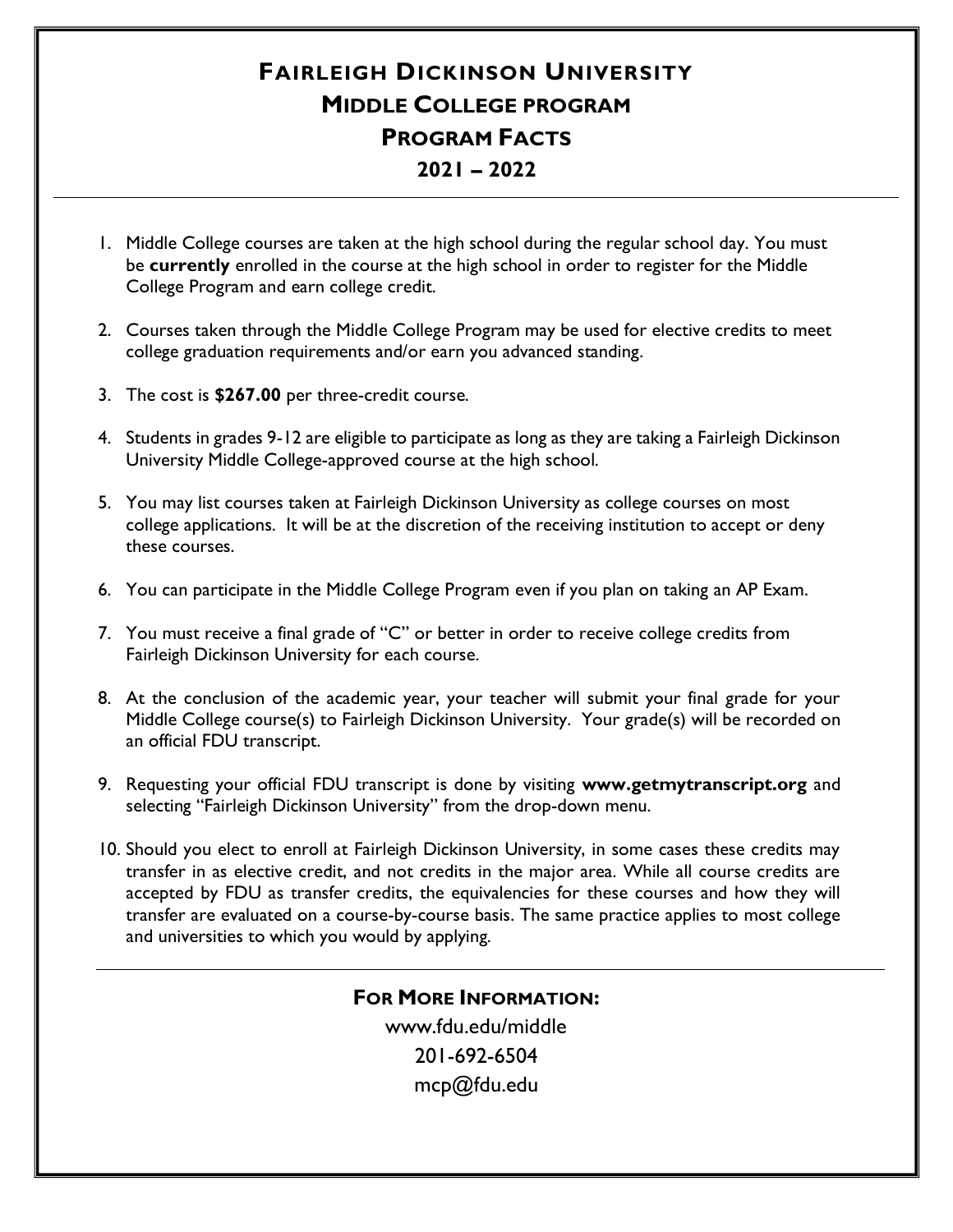# FAIRLEIGH DICKINSON UNIVERSITY
# MIDDLE COLLEGE PROGRAM
## PROGRAM FACTS
## 2021 – 2022

---

1. Middle College courses are taken at the high school during the regular school day. You must be **currently** enrolled in the course at the high school in order to register for the Middle College Program and earn college credit.

2. Courses taken through the Middle College Program may be used for elective credits to meet college graduation requirements and/or earn you advanced standing.

3. The cost is **$267.00** per three-credit course.

4. Students in grades 9-12 are eligible to participate as long as they are taking a Fairleigh Dickinson University Middle College-approved course at the high school.

5. You may list courses taken at Fairleigh Dickinson University as college courses on most college applications. It will be at the discretion of the receiving institution to accept or deny these courses.

6. You can participate in the Middle College Program even if you plan on taking an AP Exam.

7. You must receive a final grade of "C" or better in order to receive college credits from Fairleigh Dickinson University for each course.

8. At the conclusion of the academic year, your teacher will submit your final grade for your Middle College course(s) to Fairleigh Dickinson University. Your grade(s) will be recorded on an official FDU transcript.

9. Requesting your official FDU transcript is done by visiting **www.getmytranscript.org** and selecting "Fairleigh Dickinson University" from the drop-down menu.

10. Should you elect to enroll at Fairleigh Dickinson University, in some cases these credits may transfer in as elective credit, and not credits in the major area. While all course credits are accepted by FDU as transfer credits, the equivalencies for these courses and how they will transfer are evaluated on a course-by-course basis. The same practice applies to most college and universities to which you would by applying.

---

**FOR MORE INFORMATION:**

www.fdu.edu/middle

201-692-6504

mcp@fdu.edu